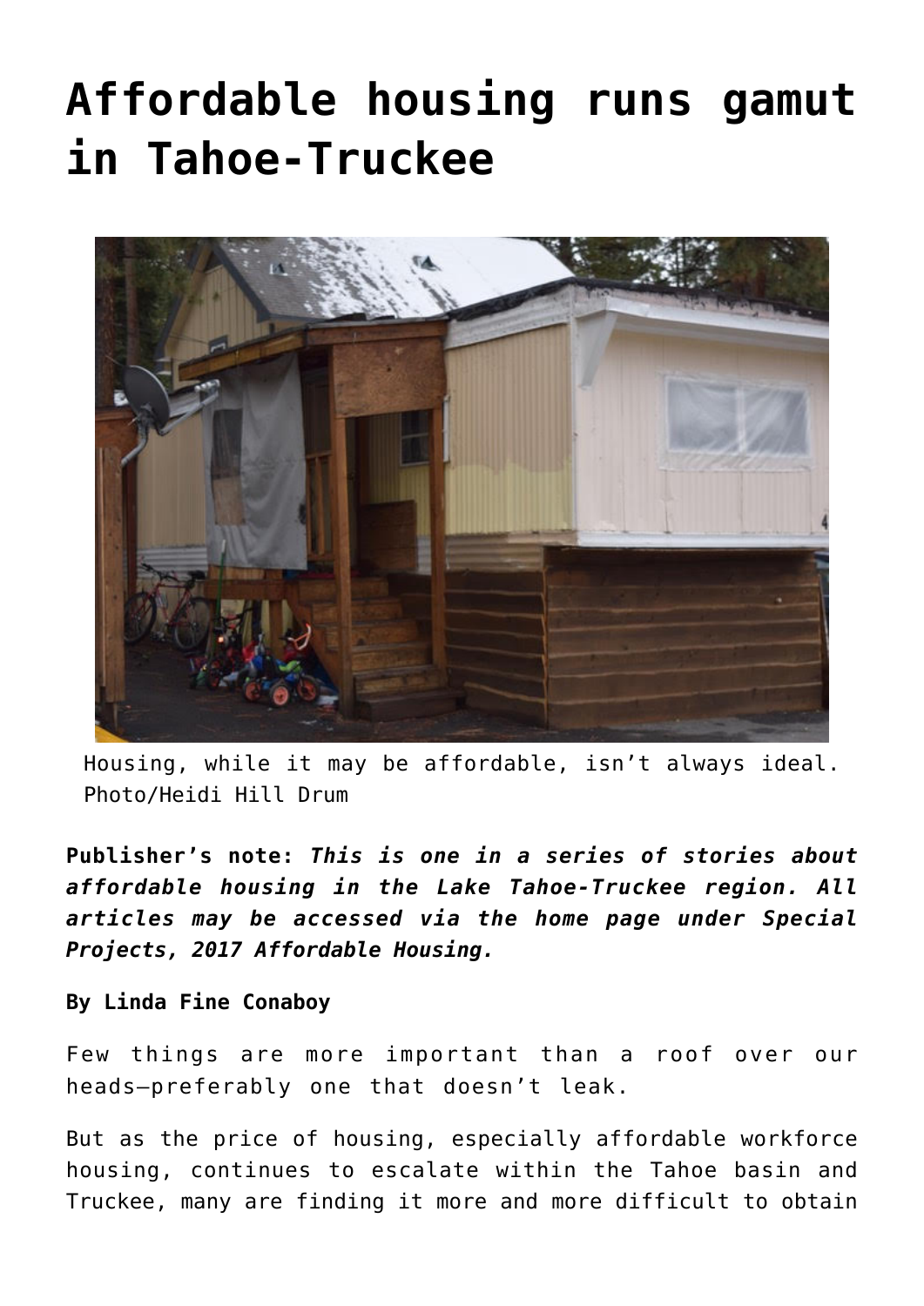# Affordable housing runs gamut in Tahoe-Truckee

Housing, while it may be affordable, isn't always ideal. Photo/Heidi Hill Drum

**Publisher's note:** ***This is one in a series of stories about affordable housing in the Lake Tahoe-Truckee region. All articles may be accessed via the home page under Special Projects, 2017 Affordable Housing.***

**By Linda Fine Conaboy**

Few things are more important than a roof over our heads—preferably one that doesn't leak.

But as the price of housing, especially affordable workforce housing, continues to escalate within the Tahoe basin and Truckee, many are finding it more and more difficult to obtain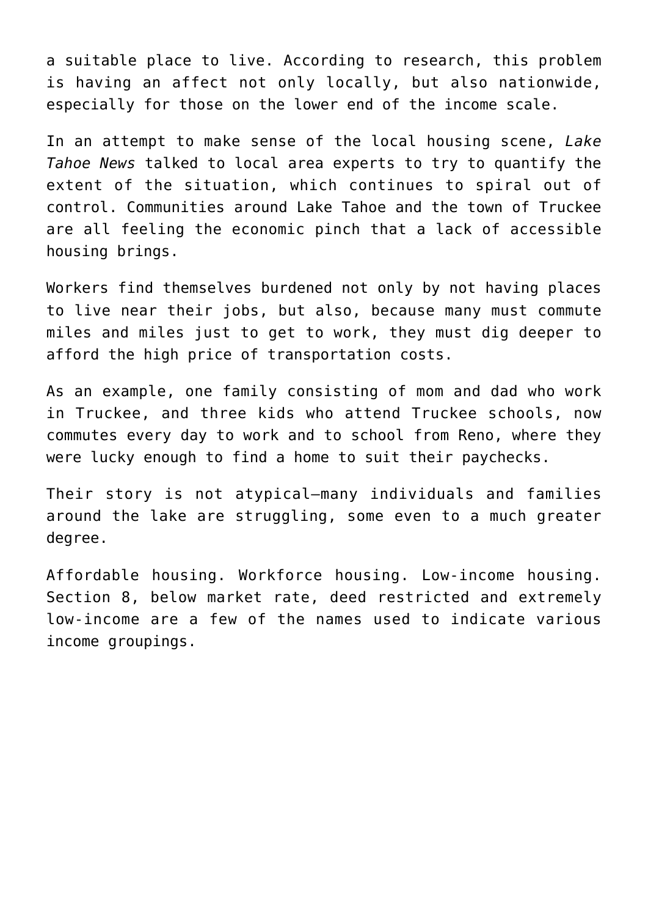a suitable place to live. According to research, this problem is having an affect not only locally, but also nationwide, especially for those on the lower end of the income scale.

In an attempt to make sense of the local housing scene, *Lake Tahoe News* talked to local area experts to try to quantify the extent of the situation, which continues to spiral out of control. Communities around Lake Tahoe and the town of Truckee are all feeling the economic pinch that a lack of accessible housing brings.

Workers find themselves burdened not only by not having places to live near their jobs, but also, because many must commute miles and miles just to get to work, they must dig deeper to afford the high price of transportation costs.

As an example, one family consisting of mom and dad who work in Truckee, and three kids who attend Truckee schools, now commutes every day to work and to school from Reno, where they were lucky enough to find a home to suit their paychecks.

Their story is not atypical—many individuals and families around the lake are struggling, some even to a much greater degree.

Affordable housing. Workforce housing. Low-income housing. Section 8, below market rate, deed restricted and extremely low-income are a few of the names used to indicate various income groupings.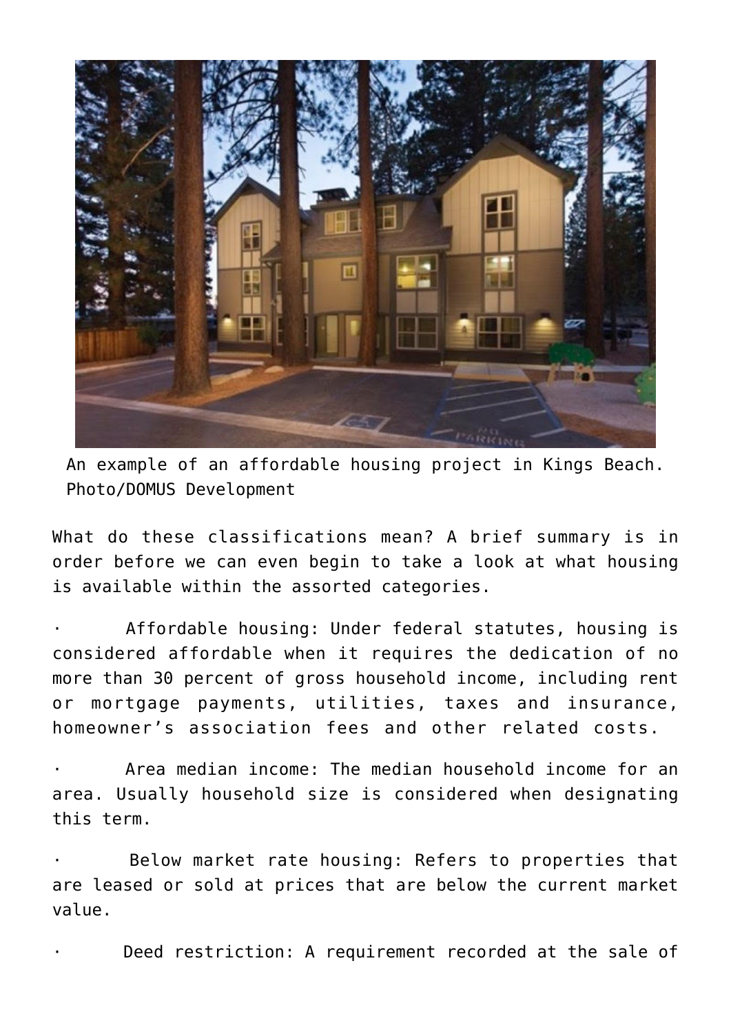An example of an affordable housing project in Kings Beach. Photo/DOMUS Development

What do these classifications mean? A brief summary is in order before we can even begin to take a look at what housing is available within the assorted categories.

- Affordable housing: Under federal statutes, housing is considered affordable when it requires the dedication of no more than 30 percent of gross household income, including rent or mortgage payments, utilities, taxes and insurance, homeowner's association fees and other related costs.
- Area median income: The median household income for an area. Usually household size is considered when designating this term.
- Below market rate housing: Refers to properties that are leased or sold at prices that are below the current market value.
- Deed restriction: A requirement recorded at the sale of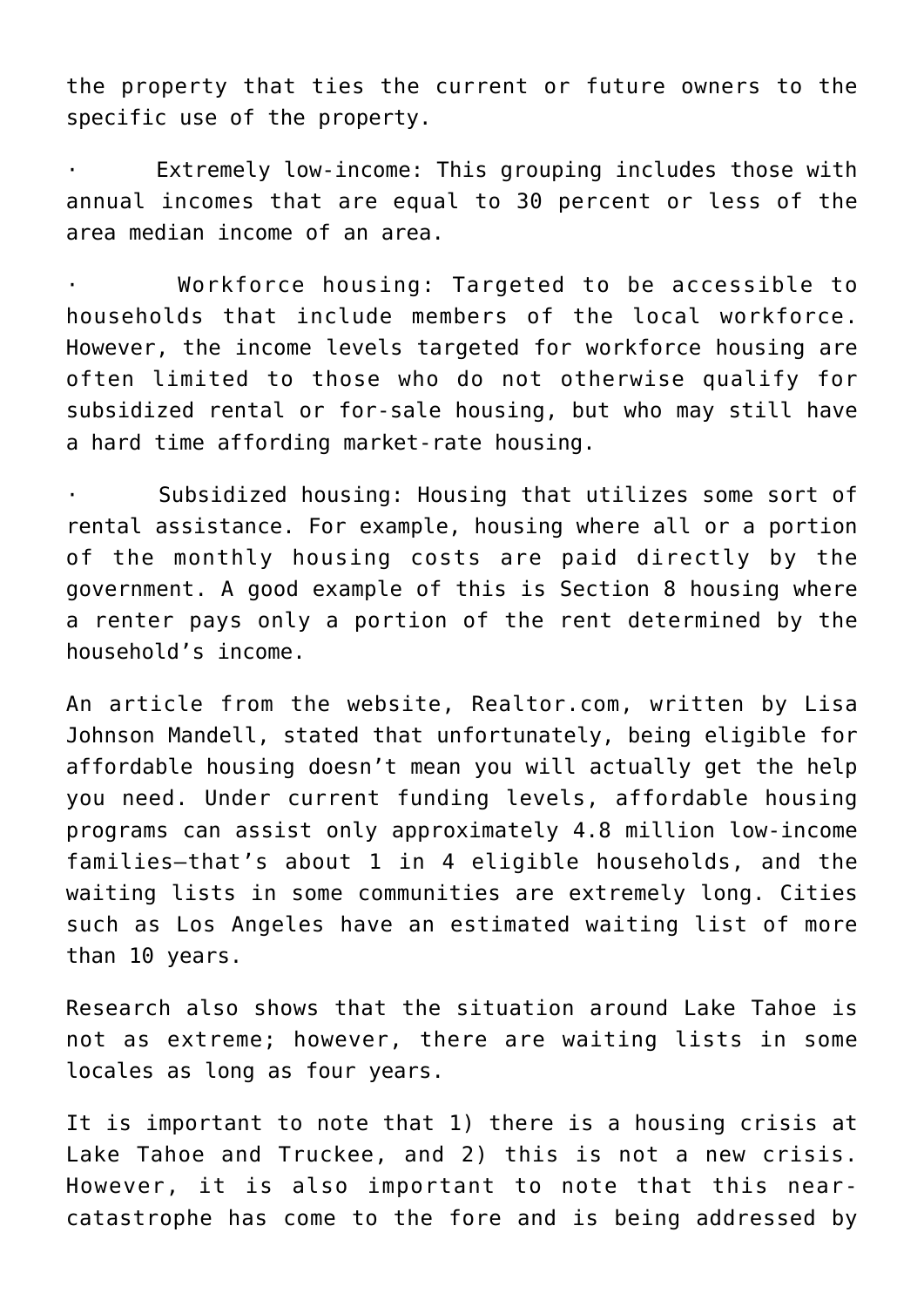the property that ties the current or future owners to the specific use of the property.

- Extremely low-income: This grouping includes those with annual incomes that are equal to 30 percent or less of the area median income of an area.

- Workforce housing: Targeted to be accessible to households that include members of the local workforce. However, the income levels targeted for workforce housing are often limited to those who do not otherwise qualify for subsidized rental or for-sale housing, but who may still have a hard time affording market-rate housing.

- Subsidized housing: Housing that utilizes some sort of rental assistance. For example, housing where all or a portion of the monthly housing costs are paid directly by the government. A good example of this is Section 8 housing where a renter pays only a portion of the rent determined by the household's income.

An article from the website, Realtor.com, written by Lisa Johnson Mandell, stated that unfortunately, being eligible for affordable housing doesn't mean you will actually get the help you need. Under current funding levels, affordable housing programs can assist only approximately 4.8 million low-income families—that's about 1 in 4 eligible households, and the waiting lists in some communities are extremely long. Cities such as Los Angeles have an estimated waiting list of more than 10 years.

Research also shows that the situation around Lake Tahoe is not as extreme; however, there are waiting lists in some locales as long as four years.

It is important to note that 1) there is a housing crisis at Lake Tahoe and Truckee, and 2) this is not a new crisis. However, it is also important to note that this near-catastrophe has come to the fore and is being addressed by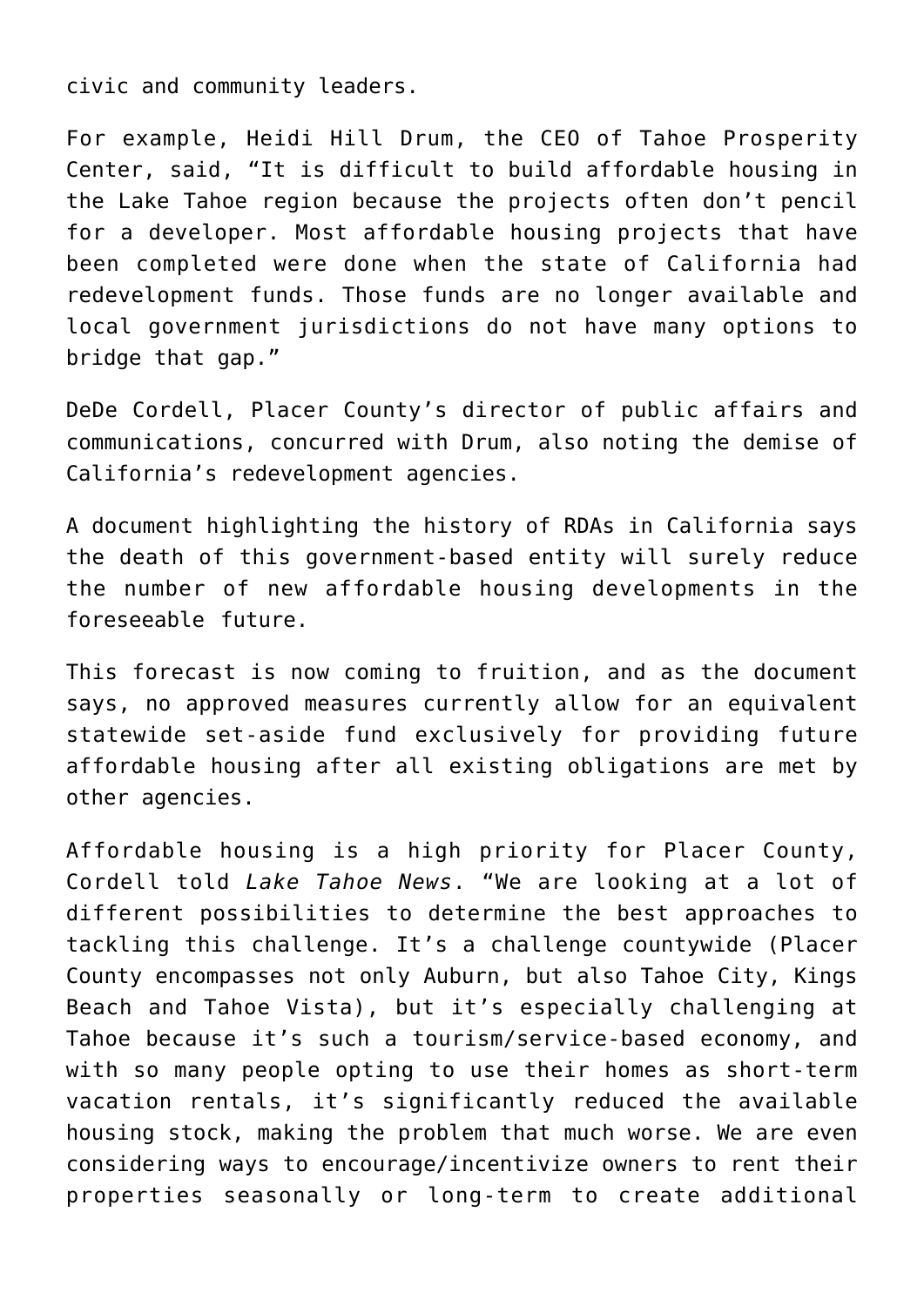civic and community leaders.

For example, Heidi Hill Drum, the CEO of Tahoe Prosperity Center, said, “It is difficult to build affordable housing in the Lake Tahoe region because the projects often don’t pencil for a developer. Most affordable housing projects that have been completed were done when the state of California had redevelopment funds. Those funds are no longer available and local government jurisdictions do not have many options to bridge that gap.”

DeDe Cordell, Placer County’s director of public affairs and communications, concurred with Drum, also noting the demise of California’s redevelopment agencies.

A document highlighting the history of RDAs in California says the death of this government-based entity will surely reduce the number of new affordable housing developments in the foreseeable future.

This forecast is now coming to fruition, and as the document says, no approved measures currently allow for an equivalent statewide set-aside fund exclusively for providing future affordable housing after all existing obligations are met by other agencies.

Affordable housing is a high priority for Placer County, Cordell told *Lake Tahoe News*. “We are looking at a lot of different possibilities to determine the best approaches to tackling this challenge. It’s a challenge countywide (Placer County encompasses not only Auburn, but also Tahoe City, Kings Beach and Tahoe Vista), but it’s especially challenging at Tahoe because it’s such a tourism/service-based economy, and with so many people opting to use their homes as short-term vacation rentals, it’s significantly reduced the available housing stock, making the problem that much worse. We are even considering ways to encourage/incentivize owners to rent their properties seasonally or long-term to create additional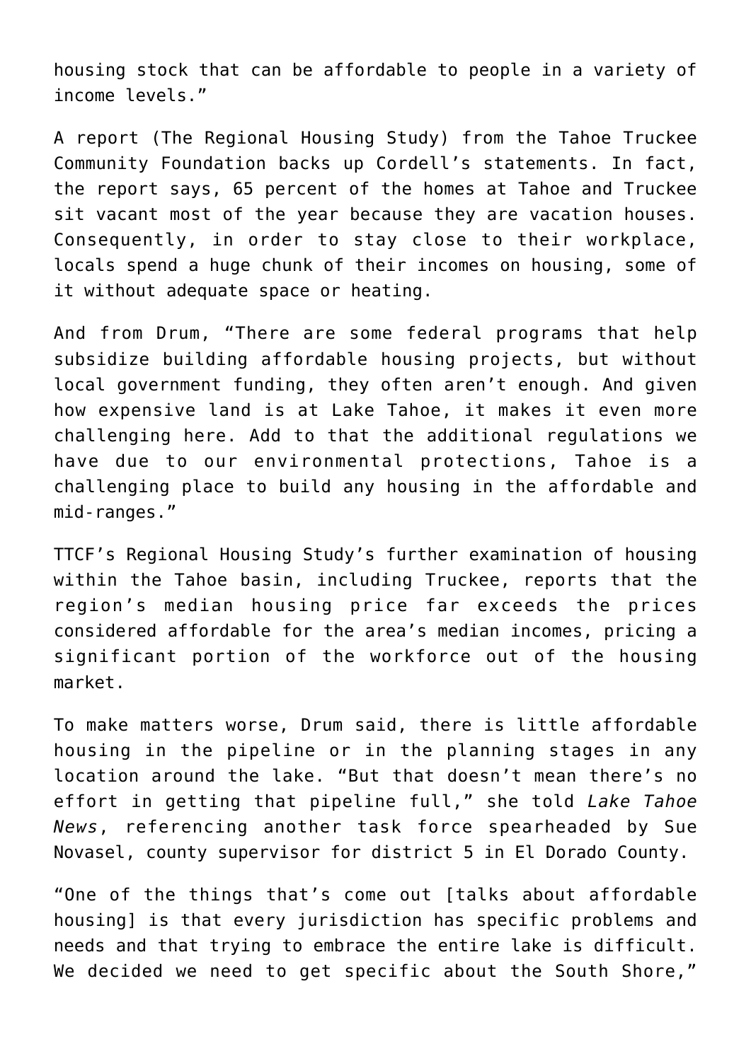housing stock that can be affordable to people in a variety of income levels."

A report (The Regional Housing Study) from the Tahoe Truckee Community Foundation backs up Cordell's statements. In fact, the report says, 65 percent of the homes at Tahoe and Truckee sit vacant most of the year because they are vacation houses. Consequently, in order to stay close to their workplace, locals spend a huge chunk of their incomes on housing, some of it without adequate space or heating.

And from Drum, "There are some federal programs that help subsidize building affordable housing projects, but without local government funding, they often aren't enough. And given how expensive land is at Lake Tahoe, it makes it even more challenging here. Add to that the additional regulations we have due to our environmental protections, Tahoe is a challenging place to build any housing in the affordable and mid-ranges."

TTCF's Regional Housing Study's further examination of housing within the Tahoe basin, including Truckee, reports that the region's median housing price far exceeds the prices considered affordable for the area's median incomes, pricing a significant portion of the workforce out of the housing market.

To make matters worse, Drum said, there is little affordable housing in the pipeline or in the planning stages in any location around the lake. "But that doesn't mean there's no effort in getting that pipeline full," she told *Lake Tahoe News*, referencing another task force spearheaded by Sue Novasel, county supervisor for district 5 in El Dorado County.

"One of the things that's come out [talks about affordable housing] is that every jurisdiction has specific problems and needs and that trying to embrace the entire lake is difficult. We decided we need to get specific about the South Shore,"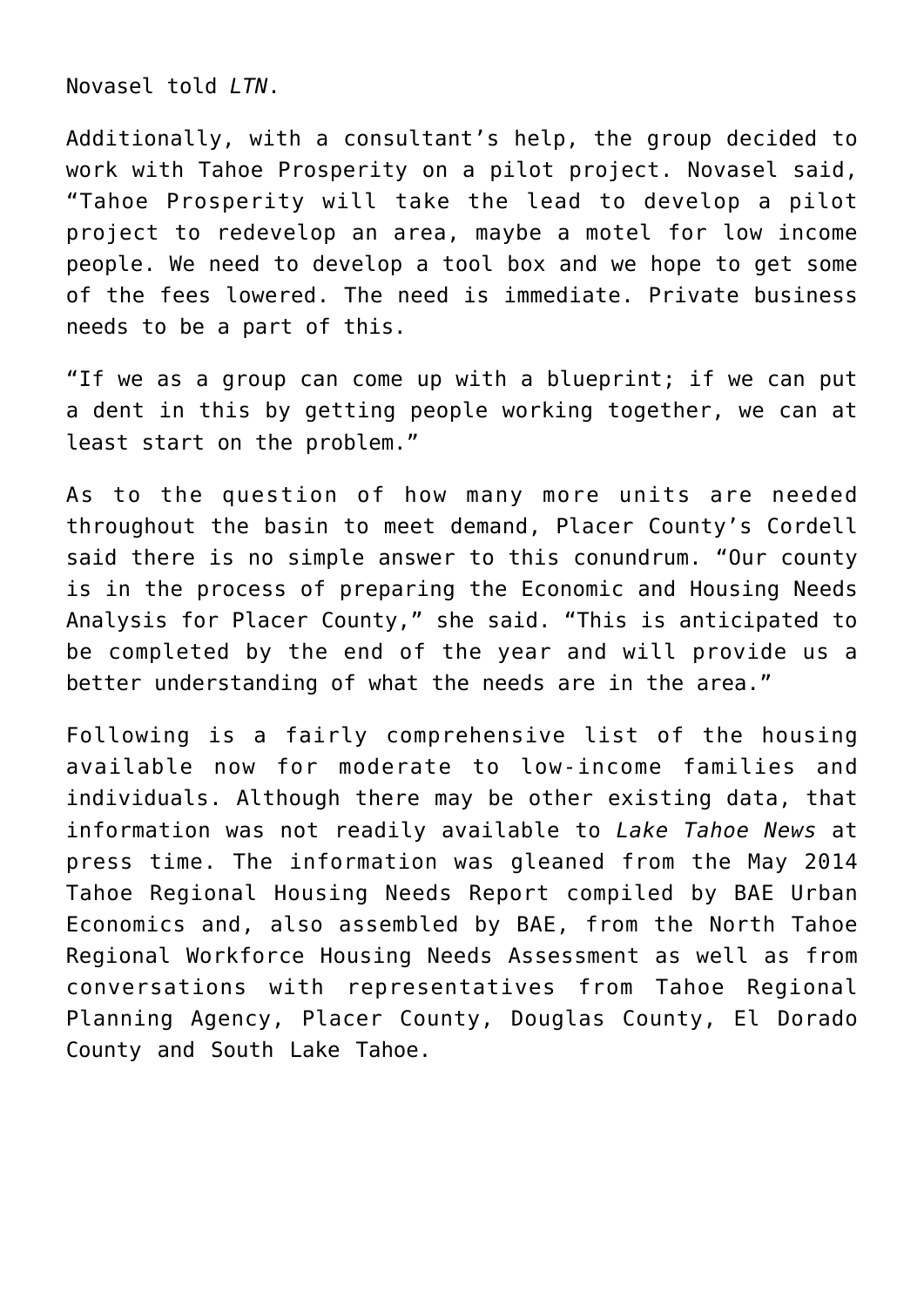Novasel told *LTN*.

Additionally, with a consultant's help, the group decided to work with Tahoe Prosperity on a pilot project. Novasel said, "Tahoe Prosperity will take the lead to develop a pilot project to redevelop an area, maybe a motel for low income people. We need to develop a tool box and we hope to get some of the fees lowered. The need is immediate. Private business needs to be a part of this.

"If we as a group can come up with a blueprint; if we can put a dent in this by getting people working together, we can at least start on the problem."

As to the question of how many more units are needed throughout the basin to meet demand, Placer County's Cordell said there is no simple answer to this conundrum. "Our county is in the process of preparing the Economic and Housing Needs Analysis for Placer County," she said. "This is anticipated to be completed by the end of the year and will provide us a better understanding of what the needs are in the area."

Following is a fairly comprehensive list of the housing available now for moderate to low-income families and individuals. Although there may be other existing data, that information was not readily available to *Lake Tahoe News* at press time. The information was gleaned from the May 2014 Tahoe Regional Housing Needs Report compiled by BAE Urban Economics and, also assembled by BAE, from the North Tahoe Regional Workforce Housing Needs Assessment as well as from conversations with representatives from Tahoe Regional Planning Agency, Placer County, Douglas County, El Dorado County and South Lake Tahoe.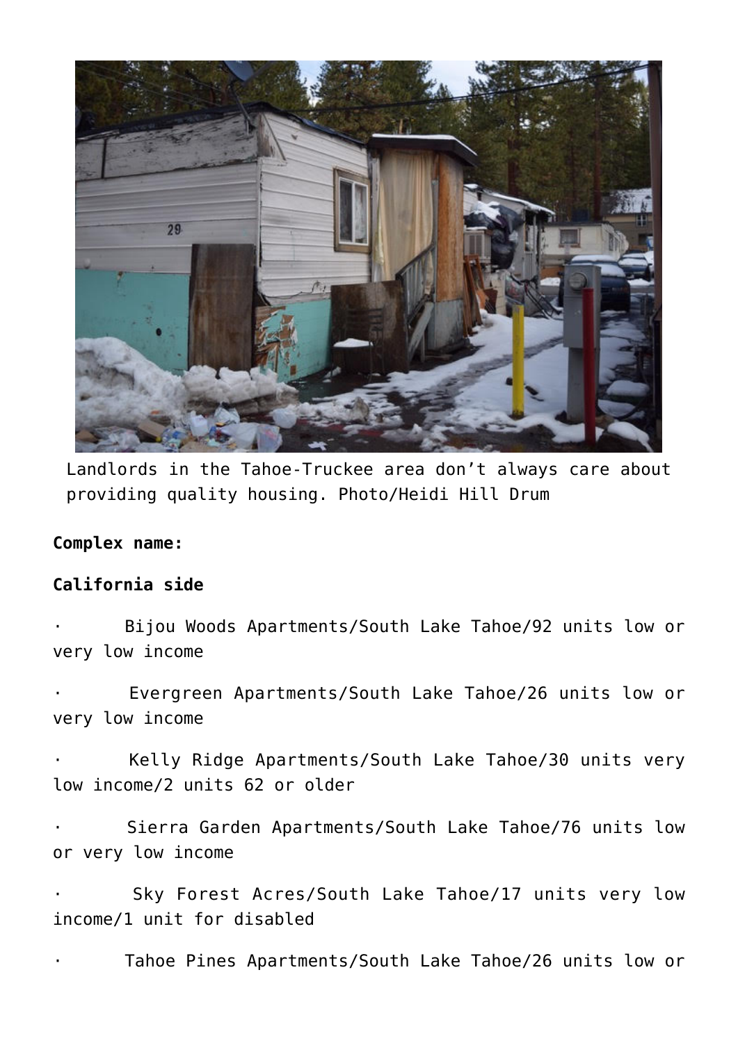Landlords in the Tahoe-Truckee area don't always care about providing quality housing. Photo/Heidi Hill Drum

**Complex name:**

**California side**

- Bijou Woods Apartments/South Lake Tahoe/92 units low or very low income
- Evergreen Apartments/South Lake Tahoe/26 units low or very low income
- Kelly Ridge Apartments/South Lake Tahoe/30 units very low income/2 units 62 or older
- Sierra Garden Apartments/South Lake Tahoe/76 units low or very low income
- Sky Forest Acres/South Lake Tahoe/17 units very low income/1 unit for disabled
- Tahoe Pines Apartments/South Lake Tahoe/26 units low or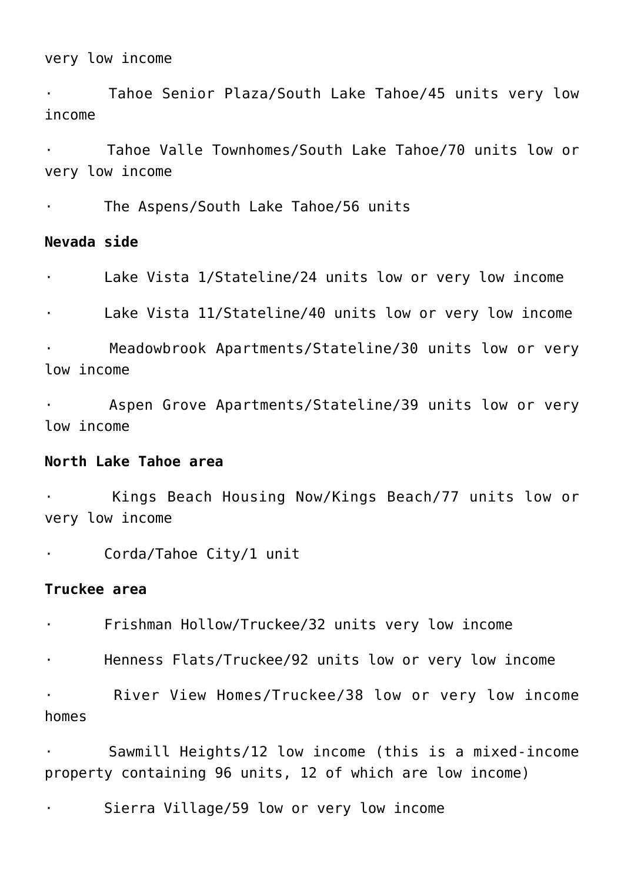very low income

- Tahoe Senior Plaza/South Lake Tahoe/45 units very low income
- Tahoe Valle Townhomes/South Lake Tahoe/70 units low or very low income
- The Aspens/South Lake Tahoe/56 units

**Nevada side**

- Lake Vista 1/Stateline/24 units low or very low income
- Lake Vista 11/Stateline/40 units low or very low income
- Meadowbrook Apartments/Stateline/30 units low or very low income
- Aspen Grove Apartments/Stateline/39 units low or very low income

**North Lake Tahoe area**

- Kings Beach Housing Now/Kings Beach/77 units low or very low income
- Corda/Tahoe City/1 unit

**Truckee area**

- Frishman Hollow/Truckee/32 units very low income
- Henness Flats/Truckee/92 units low or very low income
- River View Homes/Truckee/38 low or very low income homes
- Sawmill Heights/12 low income (this is a mixed-income property containing 96 units, 12 of which are low income)
- Sierra Village/59 low or very low income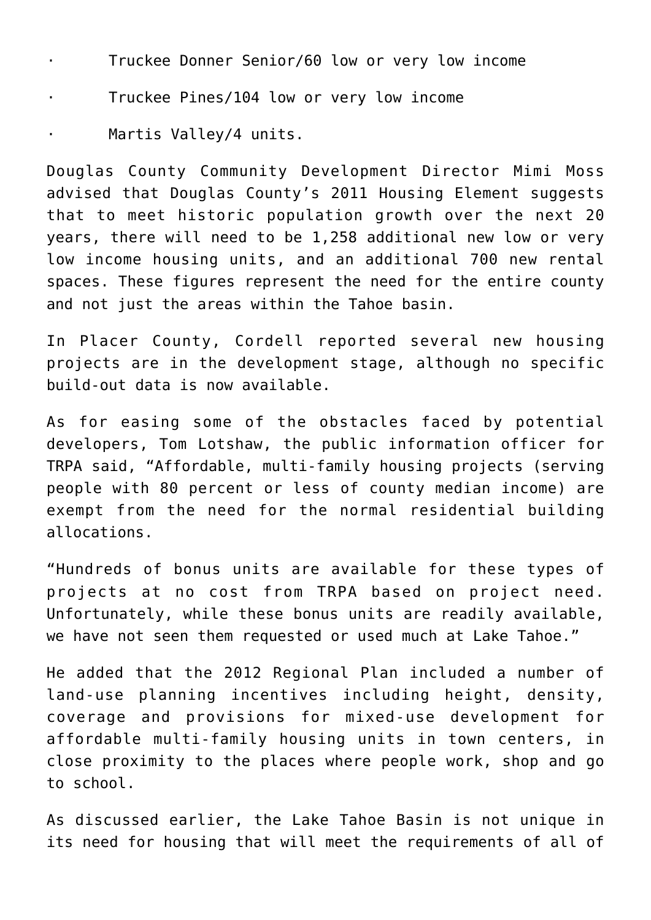- Truckee Donner Senior/60 low or very low income
- Truckee Pines/104 low or very low income
- Martis Valley/4 units.

Douglas County Community Development Director Mimi Moss advised that Douglas County's 2011 Housing Element suggests that to meet historic population growth over the next 20 years, there will need to be 1,258 additional new low or very low income housing units, and an additional 700 new rental spaces. These figures represent the need for the entire county and not just the areas within the Tahoe basin.

In Placer County, Cordell reported several new housing projects are in the development stage, although no specific build-out data is now available.

As for easing some of the obstacles faced by potential developers, Tom Lotshaw, the public information officer for TRPA said, "Affordable, multi-family housing projects (serving people with 80 percent or less of county median income) are exempt from the need for the normal residential building allocations.

"Hundreds of bonus units are available for these types of projects at no cost from TRPA based on project need. Unfortunately, while these bonus units are readily available, we have not seen them requested or used much at Lake Tahoe."

He added that the 2012 Regional Plan included a number of land-use planning incentives including height, density, coverage and provisions for mixed-use development for affordable multi-family housing units in town centers, in close proximity to the places where people work, shop and go to school.

As discussed earlier, the Lake Tahoe Basin is not unique in its need for housing that will meet the requirements of all of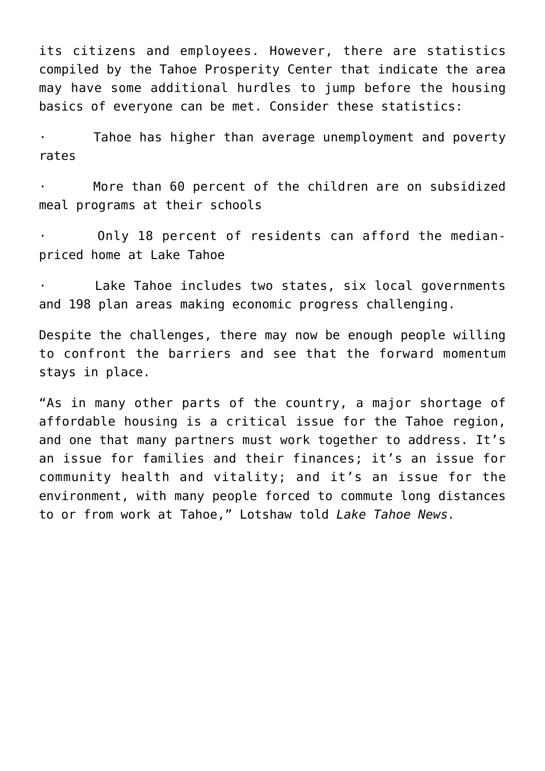its citizens and employees. However, there are statistics compiled by the Tahoe Prosperity Center that indicate the area may have some additional hurdles to jump before the housing basics of everyone can be met. Consider these statistics:

- Tahoe has higher than average unemployment and poverty rates
- More than 60 percent of the children are on subsidized meal programs at their schools
- Only 18 percent of residents can afford the median-priced home at Lake Tahoe
- Lake Tahoe includes two states, six local governments and 198 plan areas making economic progress challenging.

Despite the challenges, there may now be enough people willing to confront the barriers and see that the forward momentum stays in place.

"As in many other parts of the country, a major shortage of affordable housing is a critical issue for the Tahoe region, and one that many partners must work together to address. It's an issue for families and their finances; it's an issue for community health and vitality; and it's an issue for the environment, with many people forced to commute long distances to or from work at Tahoe," Lotshaw told *Lake Tahoe News.*